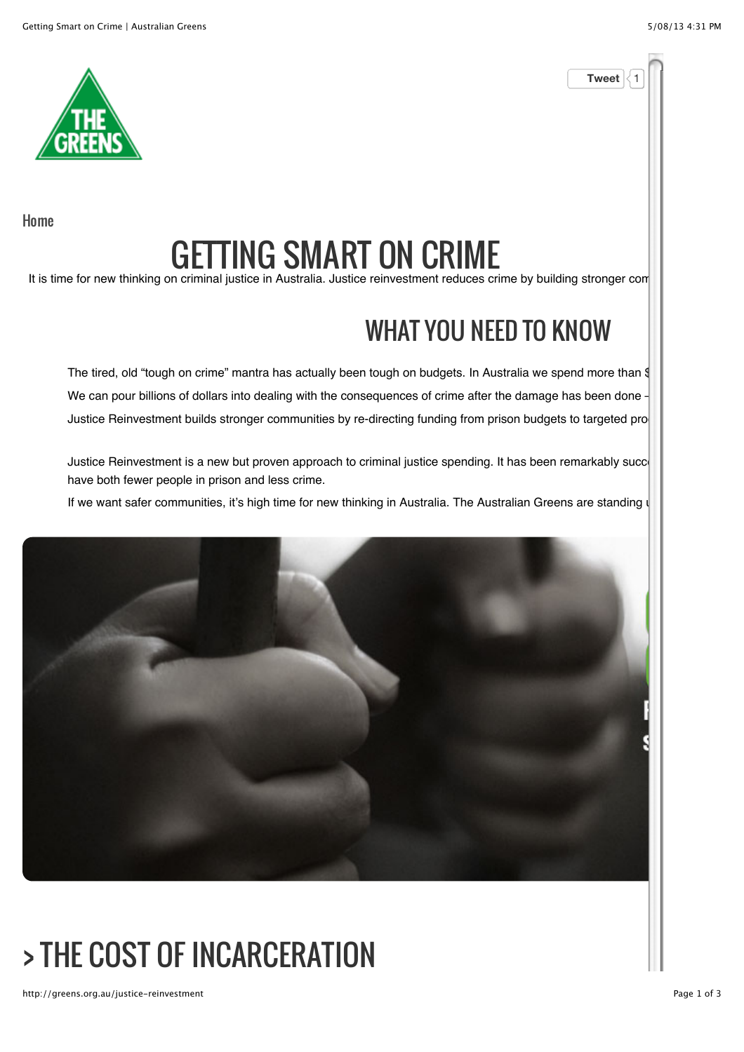Home

# GETTING SMART ON CRIME

It is time for new thinking on criminal justice in Australia. Justice reinvestment reduces crime by building stronger com

## WHAT YOU NEED TO KNOW

The tired, old "tough on crime" mantra has actually been tough on budgets. In Australia we spend more than $

We can pour billions of dollars into dealing with the consequences of crime after the damage has been done -

Justice Reinvestment builds stronger communities by re-directing funding from prison budgets to targeted pro

Justice Reinvestment is a new but proven approach to criminal justice spending. It has been remarkably succ have both fewer people in prison and less crime.

If we want safer communities, it's high time for new thinking in Australia. The Australian Greens are standing u

# > THE COST OF INCARCERATION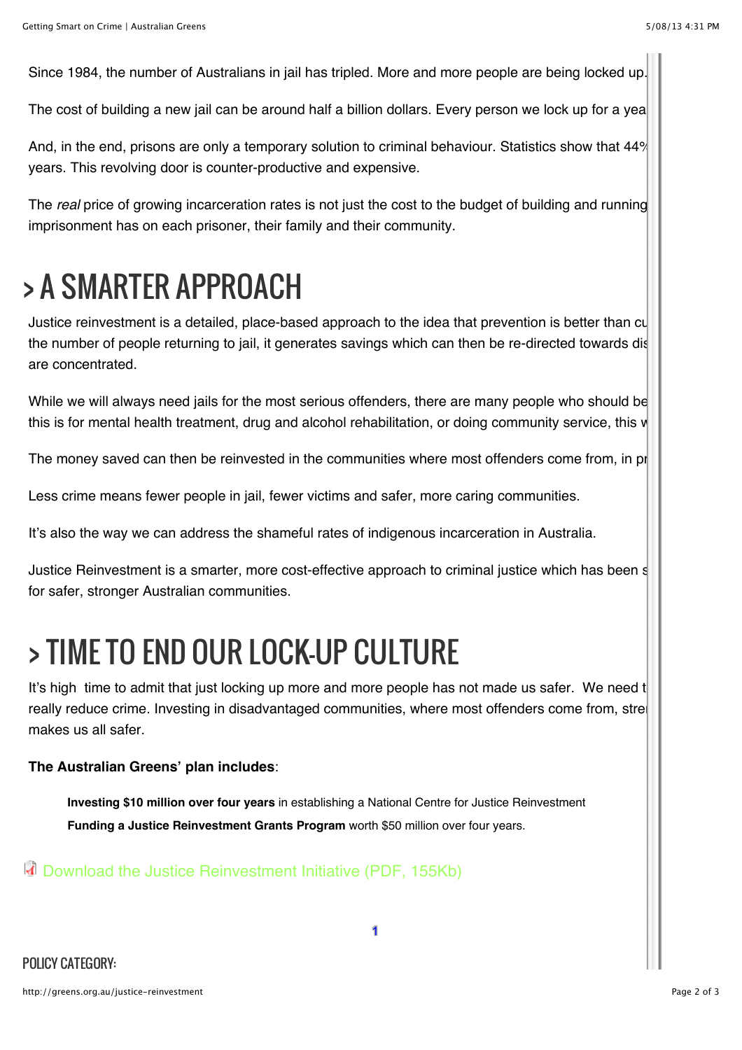Since 1984, the number of Australians in jail has tripled. More and more people are being locked up.

The cost of building a new jail can be around half a billion dollars. Every person we lock up for a yea

And, in the end, prisons are only a temporary solution to criminal behaviour. Statistics show that 44% years. This revolving door is counter-productive and expensive.

The *real* price of growing incarceration rates is not just the cost to the budget of building and running imprisonment has on each prisoner, their family and their community.

# > A SMARTER APPROACH

Justice reinvestment is a detailed, place-based approach to the idea that prevention is better than cu the number of people returning to jail, it generates savings which can then be re-directed towards dis are concentrated.

While we will always need jails for the most serious offenders, there are many people who should be this is for mental health treatment, drug and alcohol rehabilitation, or doing community service, this w

The money saved can then be reinvested in the communities where most offenders come from, in pr

Less crime means fewer people in jail, fewer victims and safer, more caring communities.

It's also the way we can address the shameful rates of indigenous incarceration in Australia.

Justice Reinvestment is a smarter, more cost-effective approach to criminal justice which has been s for safer, stronger Australian communities.

# > TIME TO END OUR LOCK-UP CULTURE

It's high time to admit that just locking up more and more people has not made us safer. We need t really reduce crime. Investing in disadvantaged communities, where most offenders come from, stre makes us all safer.

**The Australian Greens' plan includes**:

**Investing $10 million over four years** in establishing a National Centre for Justice Reinvestment

**Funding a Justice Reinvestment Grants Program** worth $50 million over four years.

Download the Justice Reinvestment Initiative (PDF, 155Kb)

1

POLICY CATEGORY: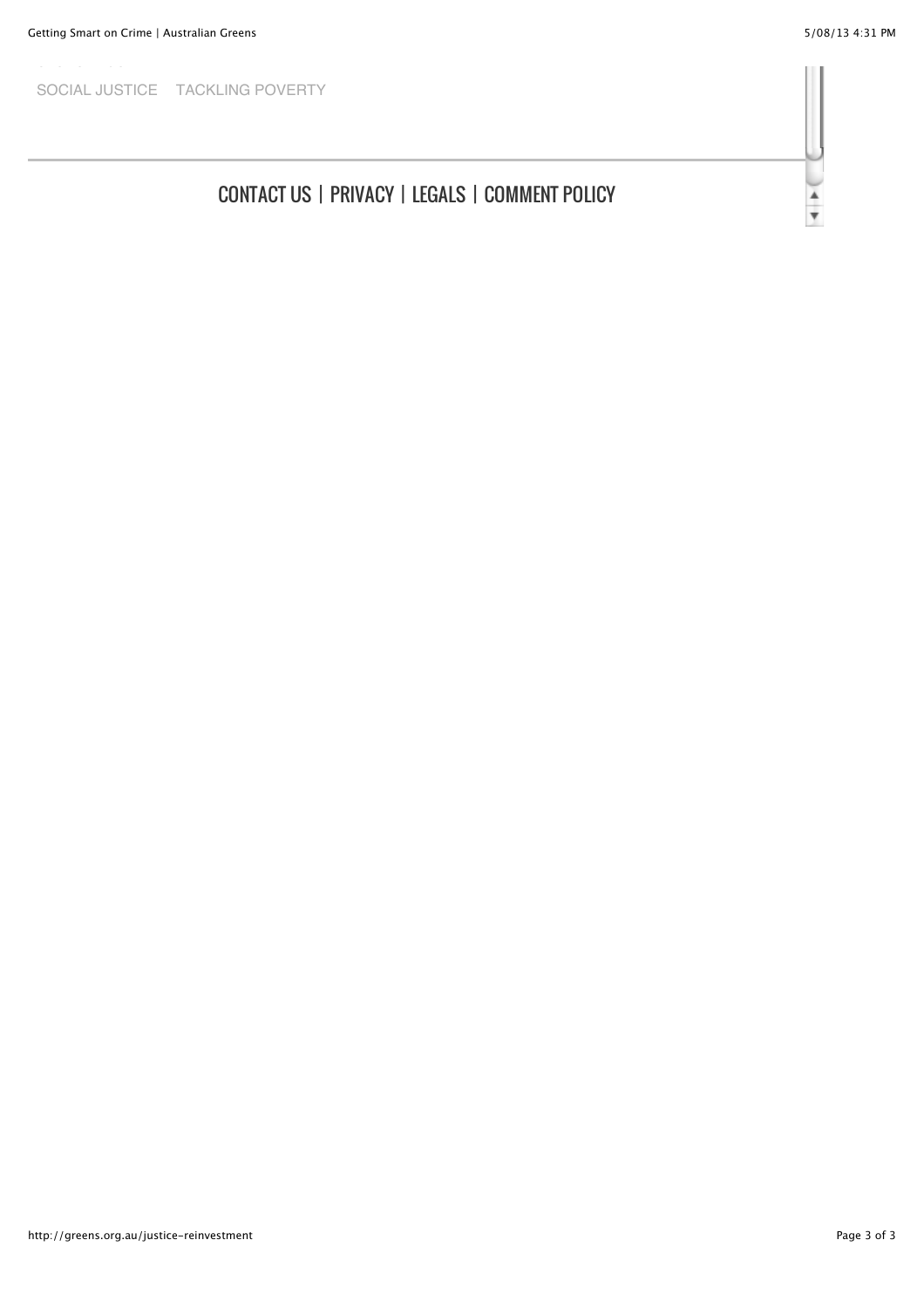SOCIAL JUSTICE   TACKLING POVERTY

CONTACT US | PRIVACY | LEGALS | COMMENT POLICY